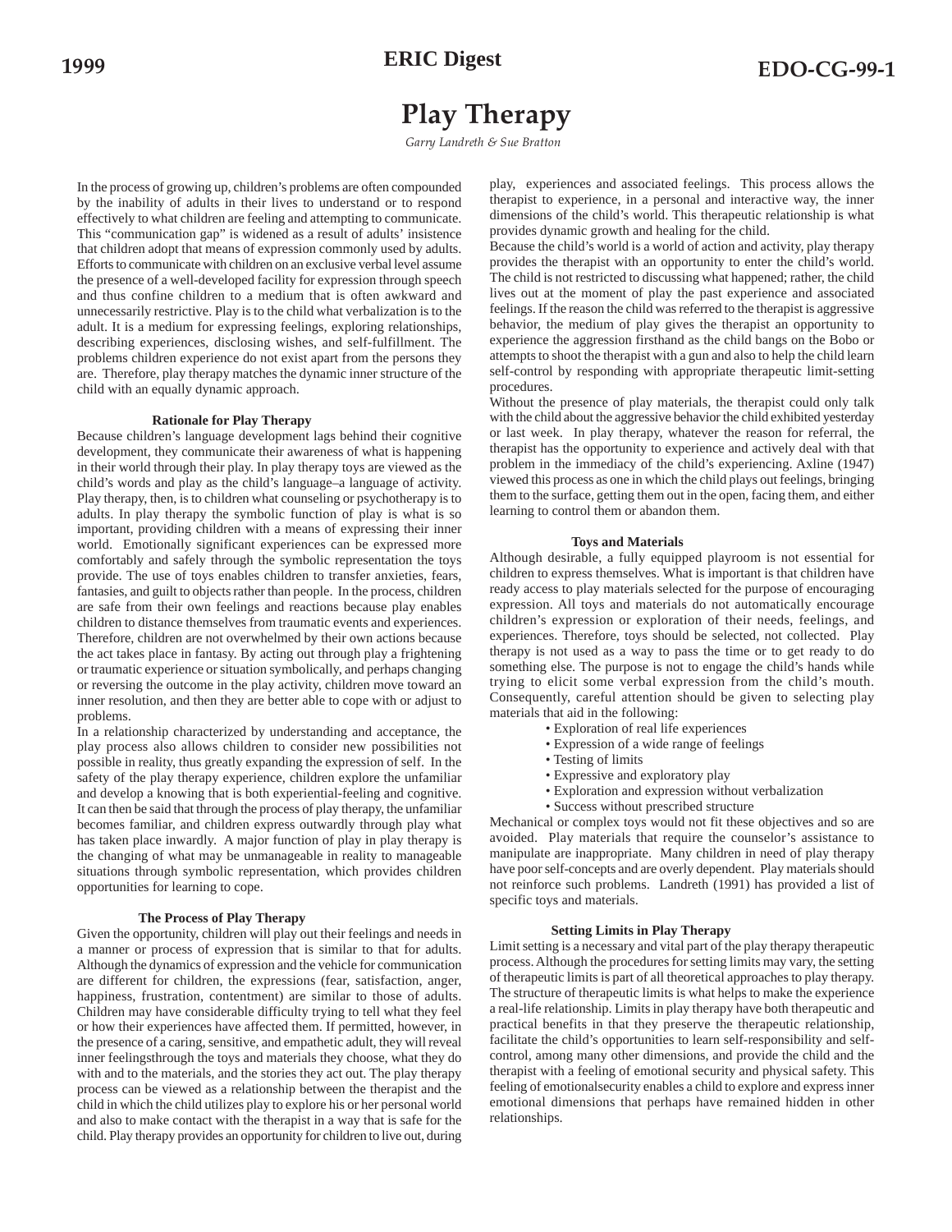1999 | ERIC Digest | EDO-CG-99-1

# Play Therapy

*Garry Landreth & Sue Bratton*

In the process of growing up, children's problems are often compounded by the inability of adults in their lives to understand or to respond effectively to what children are feeling and attempting to communicate. This "communication gap" is widened as a result of adults' insistence that children adopt that means of expression commonly used by adults. Efforts to communicate with children on an exclusive verbal level assume the presence of a well-developed facility for expression through speech and thus confine children to a medium that is often awkward and unnecessarily restrictive. Play is to the child what verbalization is to the adult. It is a medium for expressing feelings, exploring relationships, describing experiences, disclosing wishes, and self-fulfillment. The problems children experience do not exist apart from the persons they are. Therefore, play therapy matches the dynamic inner structure of the child with an equally dynamic approach.

## Rationale for Play Therapy

Because children's language development lags behind their cognitive development, they communicate their awareness of what is happening in their world through their play. In play therapy toys are viewed as the child's words and play as the child's language–a language of activity. Play therapy, then, is to children what counseling or psychotherapy is to adults. In play therapy the symbolic function of play is what is so important, providing children with a means of expressing their inner world. Emotionally significant experiences can be expressed more comfortably and safely through the symbolic representation the toys provide. The use of toys enables children to transfer anxieties, fears, fantasies, and guilt to objects rather than people. In the process, children are safe from their own feelings and reactions because play enables children to distance themselves from traumatic events and experiences. Therefore, children are not overwhelmed by their own actions because the act takes place in fantasy. By acting out through play a frightening or traumatic experience or situation symbolically, and perhaps changing or reversing the outcome in the play activity, children move toward an inner resolution, and then they are better able to cope with or adjust to problems.

In a relationship characterized by understanding and acceptance, the play process also allows children to consider new possibilities not possible in reality, thus greatly expanding the expression of self. In the safety of the play therapy experience, children explore the unfamiliar and develop a knowing that is both experiential-feeling and cognitive. It can then be said that through the process of play therapy, the unfamiliar becomes familiar, and children express outwardly through play what has taken place inwardly. A major function of play in play therapy is the changing of what may be unmanageable in reality to manageable situations through symbolic representation, which provides children opportunities for learning to cope.

## The Process of Play Therapy

Given the opportunity, children will play out their feelings and needs in a manner or process of expression that is similar to that for adults. Although the dynamics of expression and the vehicle for communication are different for children, the expressions (fear, satisfaction, anger, happiness, frustration, contentment) are similar to those of adults. Children may have considerable difficulty trying to tell what they feel or how their experiences have affected them. If permitted, however, in the presence of a caring, sensitive, and empathetic adult, they will reveal inner feelingsthrough the toys and materials they choose, what they do with and to the materials, and the stories they act out. The play therapy process can be viewed as a relationship between the therapist and the child in which the child utilizes play to explore his or her personal world and also to make contact with the therapist in a way that is safe for the child. Play therapy provides an opportunity for children to live out, during play, experiences and associated feelings. This process allows the therapist to experience, in a personal and interactive way, the inner dimensions of the child's world. This therapeutic relationship is what provides dynamic growth and healing for the child.

Because the child's world is a world of action and activity, play therapy provides the therapist with an opportunity to enter the child's world. The child is not restricted to discussing what happened; rather, the child lives out at the moment of play the past experience and associated feelings. If the reason the child was referred to the therapist is aggressive behavior, the medium of play gives the therapist an opportunity to experience the aggression firsthand as the child bangs on the Bobo or attempts to shoot the therapist with a gun and also to help the child learn self-control by responding with appropriate therapeutic limit-setting procedures.

Without the presence of play materials, the therapist could only talk with the child about the aggressive behavior the child exhibited yesterday or last week. In play therapy, whatever the reason for referral, the therapist has the opportunity to experience and actively deal with that problem in the immediacy of the child's experiencing. Axline (1947) viewed this process as one in which the child plays out feelings, bringing them to the surface, getting them out in the open, facing them, and either learning to control them or abandon them.

## Toys and Materials

Although desirable, a fully equipped playroom is not essential for children to express themselves. What is important is that children have ready access to play materials selected for the purpose of encouraging expression. All toys and materials do not automatically encourage children's expression or exploration of their needs, feelings, and experiences. Therefore, toys should be selected, not collected. Play therapy is not used as a way to pass the time or to get ready to do something else. The purpose is not to engage the child's hands while trying to elicit some verbal expression from the child's mouth. Consequently, careful attention should be given to selecting play materials that aid in the following:

- Exploration of real life experiences
- Expression of a wide range of feelings
- Testing of limits
- Expressive and exploratory play
- Exploration and expression without verbalization
- Success without prescribed structure

Mechanical or complex toys would not fit these objectives and so are avoided. Play materials that require the counselor's assistance to manipulate are inappropriate. Many children in need of play therapy have poor self-concepts and are overly dependent. Play materials should not reinforce such problems. Landreth (1991) has provided a list of specific toys and materials.

## Setting Limits in Play Therapy

Limit setting is a necessary and vital part of the play therapy therapeutic process. Although the procedures for setting limits may vary, the setting of therapeutic limits is part of all theoretical approaches to play therapy. The structure of therapeutic limits is what helps to make the experience a real-life relationship. Limits in play therapy have both therapeutic and practical benefits in that they preserve the therapeutic relationship, facilitate the child's opportunities to learn self-responsibility and self-control, among many other dimensions, and provide the child and the therapist with a feeling of emotional security and physical safety. This feeling of emotionalsecurity enables a child to explore and express inner emotional dimensions that perhaps have remained hidden in other relationships.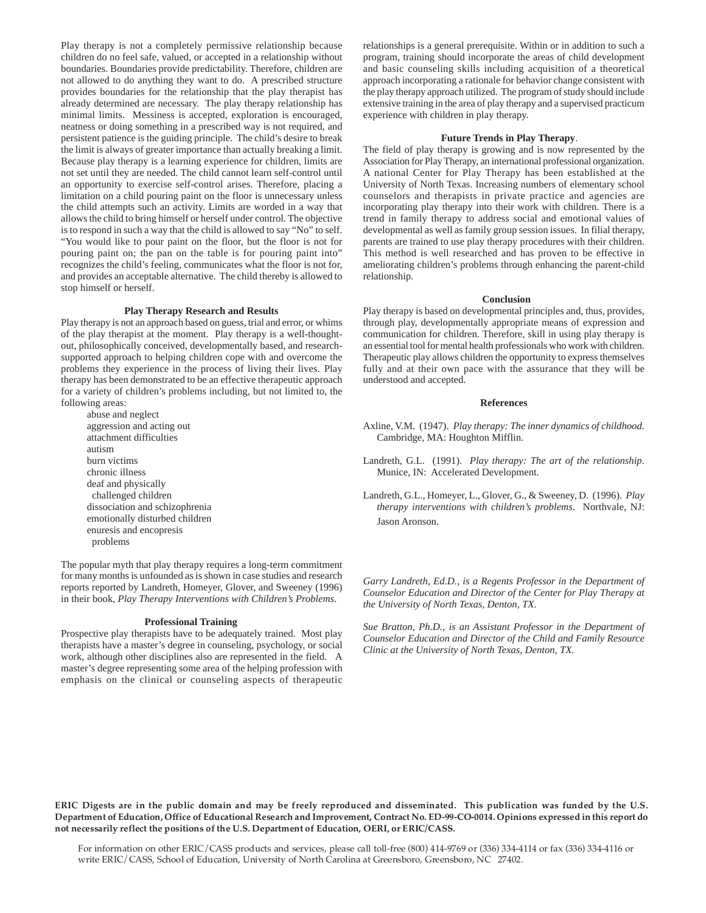Play therapy is not a completely permissive relationship because children do no feel safe, valued, or accepted in a relationship without boundaries. Boundaries provide predictability. Therefore, children are not allowed to do anything they want to do. A prescribed structure provides boundaries for the relationship that the play therapist has already determined are necessary. The play therapy relationship has minimal limits. Messiness is accepted, exploration is encouraged, neatness or doing something in a prescribed way is not required, and persistent patience is the guiding principle. The child's desire to break the limit is always of greater importance than actually breaking a limit. Because play therapy is a learning experience for children, limits are not set until they are needed. The child cannot learn self-control until an opportunity to exercise self-control arises. Therefore, placing a limitation on a child pouring paint on the floor is unnecessary unless the child attempts such an activity. Limits are worded in a way that allows the child to bring himself or herself under control. The objective is to respond in such a way that the child is allowed to say "No" to self. "You would like to pour paint on the floor, but the floor is not for pouring paint on; the pan on the table is for pouring paint into" recognizes the child's feeling, communicates what the floor is not for, and provides an acceptable alternative. The child thereby is allowed to stop himself or herself.

### Play Therapy Research and Results

Play therapy is not an approach based on guess, trial and error, or whims of the play therapist at the moment. Play therapy is a well-thought-out, philosophically conceived, developmentally based, and research-supported approach to helping children cope with and overcome the problems they experience in the process of living their lives. Play therapy has been demonstrated to be an effective therapeutic approach for a variety of children's problems including, but not limited to, the following areas:

- abuse and neglect
- aggression and acting out
- attachment difficulties
- autism
- burn victims
- chronic illness
- deaf and physically challenged children
- dissociation and schizophrenia
- emotionally disturbed children
- enuresis and encopresis problems

The popular myth that play therapy requires a long-term commitment for many months is unfounded as is shown in case studies and research reports reported by Landreth, Homeyer, Glover, and Sweeney (1996) in their book, *Play Therapy Interventions with Children's Problems*.

### Professional Training

Prospective play therapists have to be adequately trained. Most play therapists have a master's degree in counseling, psychology, or social work, although other disciplines also are represented in the field. A master's degree representing some area of the helping profession with emphasis on the clinical or counseling aspects of therapeutic relationships is a general prerequisite. Within or in addition to such a program, training should incorporate the areas of child development and basic counseling skills including acquisition of a theoretical approach incorporating a rationale for behavior change consistent with the play therapy approach utilized. The program of study should include extensive training in the area of play therapy and a supervised practicum experience with children in play therapy.

### Future Trends in Play Therapy.

The field of play therapy is growing and is now represented by the Association for Play Therapy, an international professional organization. A national Center for Play Therapy has been established at the University of North Texas. Increasing numbers of elementary school counselors and therapists in private practice and agencies are incorporating play therapy into their work with children. There is a trend in family therapy to address social and emotional values of developmental as well as family group session issues. In filial therapy, parents are trained to use play therapy procedures with their children. This method is well researched and has proven to be effective in ameliorating children's problems through enhancing the parent-child relationship.

### Conclusion

Play therapy is based on developmental principles and, thus, provides, through play, developmentally appropriate means of expression and communication for children. Therefore, skill in using play therapy is an essential tool for mental health professionals who work with children. Therapeutic play allows children the opportunity to express themselves fully and at their own pace with the assurance that they will be understood and accepted.

### References

Axline, V.M. (1947). *Play therapy: The inner dynamics of childhood*. Cambridge, MA: Houghton Mifflin.

Landreth, G.L. (1991). *Play therapy: The art of the relationship*. Munice, IN: Accelerated Development.

Landreth, G.L., Homeyer, L., Glover, G., & Sweeney, D. (1996). *Play therapy interventions with children's problems*. Northvale, NJ: Jason Aronson.

*Garry Landreth, Ed.D., is a Regents Professor in the Department of Counselor Education and Director of the Center for Play Therapy at the University of North Texas, Denton, TX.*

*Sue Bratton, Ph.D., is an Assistant Professor in the Department of Counselor Education and Director of the Child and Family Resource Clinic at the University of North Texas, Denton, TX.*

**ERIC Digests are in the public domain and may be freely reproduced and disseminated. This publication was funded by the U.S. Department of Education, Office of Educational Research and Improvement, Contract No. ED-99-CO-0014. Opinions expressed in this report do not necessarily reflect the positions of the U.S. Department of Education, OERI, or ERIC/CASS.**

For information on other ERIC/CASS products and services, please call toll-free (800) 414-9769 or (336) 334-4114 or fax (336) 334-4116 or write ERIC/CASS, School of Education, University of North Carolina at Greensboro, Greensboro, NC 27402.